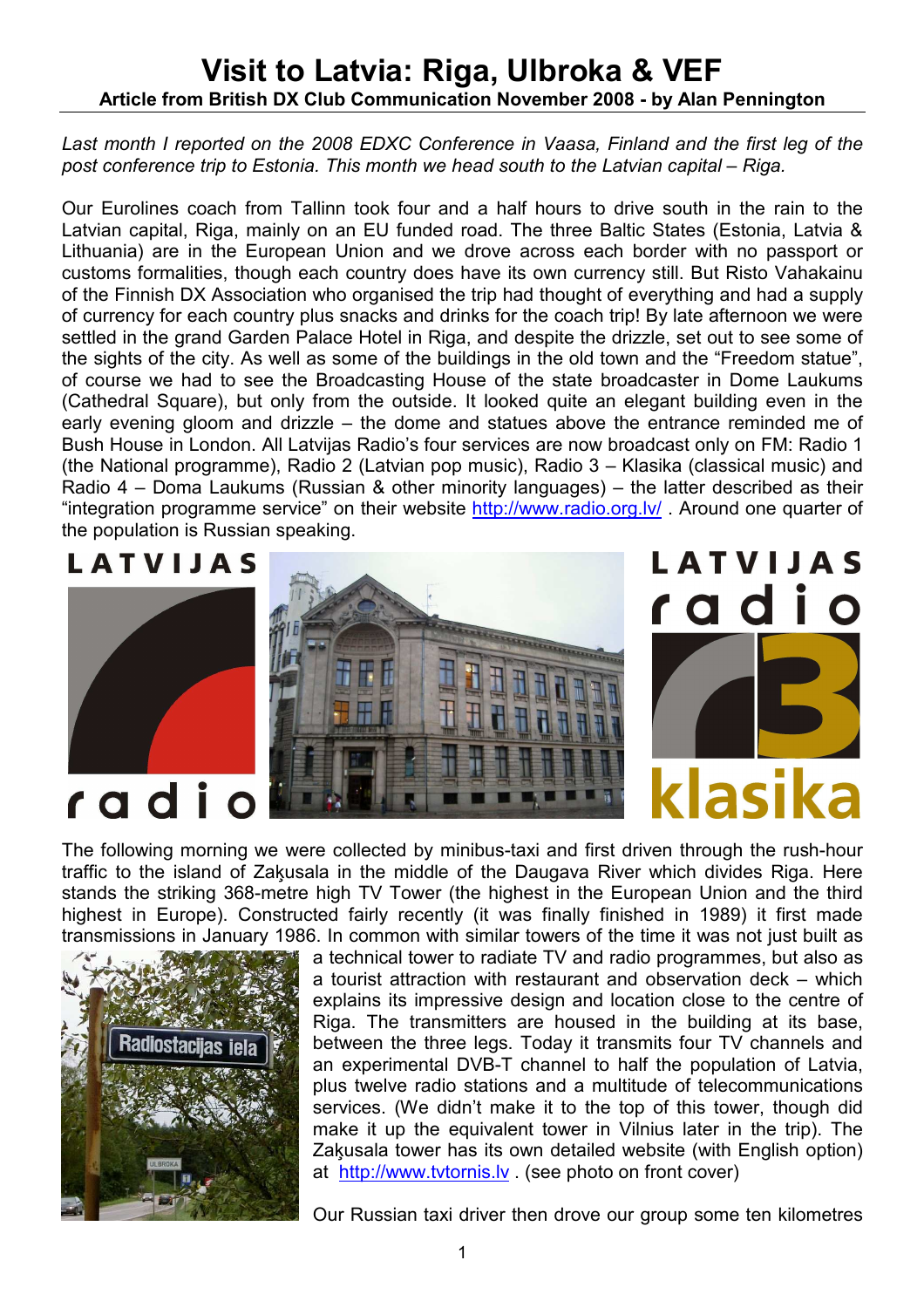# Visit to Latvia: Riga, Ulbroka & VEF

**Article from British DX Club Communication November 2008 - by Alan Pennington**

*Last month I reported on the 2008 EDXC Conference in Vaasa, Finland and the first leg of the post conference trip to Estonia. This month we head south to the Latvian capital – Riga.*

Our Eurolines coach from Tallinn took four and a half hours to drive south in the rain to the Latvian capital, Riga, mainly on an EU funded road. The three Baltic States (Estonia, Latvia & Lithuania) are in the European Union and we drove across each border with no passport or customs formalities, though each country does have its own currency still. But Risto Vahakainu of the Finnish DX Association who organised the trip had thought of everything and had a supply of currency for each country plus snacks and drinks for the coach trip! By late afternoon we were settled in the grand Garden Palace Hotel in Riga, and despite the drizzle, set out to see some of the sights of the city. As well as some of the buildings in the old town and the "Freedom statue", of course we had to see the Broadcasting House of the state broadcaster in Dome Laukums (Cathedral Square), but only from the outside. It looked quite an elegant building even in the early evening gloom and drizzle – the dome and statues above the entrance reminded me of Bush House in London. All Latvijas Radio's four services are now broadcast only on FM: Radio 1 (the National programme), Radio 2 (Latvian pop music), Radio 3 – Klasika (classical music) and Radio 4 – Doma Laukums (Russian & other minority languages) – the latter described as their "integration programme service" on their website http://www.radio.org.lv/ . Around one quarter of the population is Russian speaking.

The following morning we were collected by minibus-taxi and first driven through the rush-hour traffic to the island of Zaķusala in the middle of the Daugava River which divides Riga. Here stands the striking 368-metre high TV Tower (the highest in the European Union and the third highest in Europe). Constructed fairly recently (it was finally finished in 1989) it first made transmissions in January 1986. In common with similar towers of the time it was not just built as a technical tower to radiate TV and radio programmes, but also as a tourist attraction with restaurant and observation deck – which explains its impressive design and location close to the centre of Riga. The transmitters are housed in the building at its base, between the three legs. Today it transmits four TV channels and an experimental DVB-T channel to half the population of Latvia, plus twelve radio stations and a multitude of telecommunications services. (We didn't make it to the top of this tower, though did make it up the equivalent tower in Vilnius later in the trip). The Zaķusala tower has its own detailed website (with English option) at http://www.tvtornis.lv . (see photo on front cover)

Our Russian taxi driver then drove our group some ten kilometres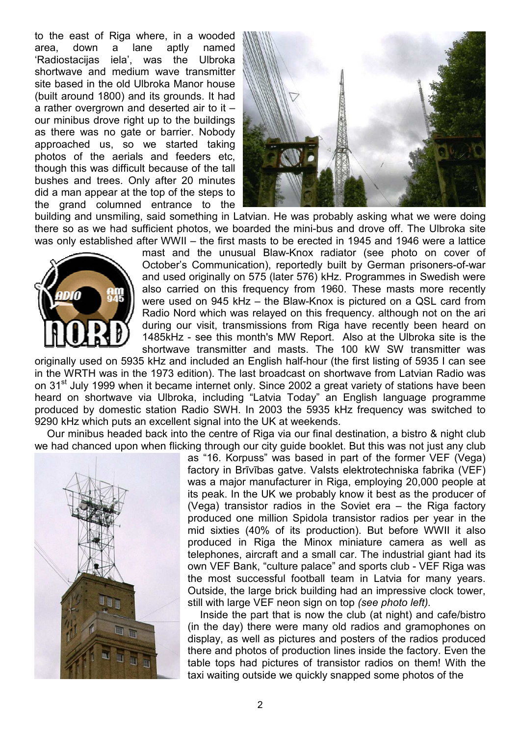to the east of Riga where, in a wooded area, down a lane aptly named 'Radiostacijas iela', was the Ulbroka shortwave and medium wave transmitter site based in the old Ulbroka Manor house (built around 1800) and its grounds. It had a rather overgrown and deserted air to it – our minibus drove right up to the buildings as there was no gate or barrier. Nobody approached us, so we started taking photos of the aerials and feeders etc, though this was difficult because of the tall bushes and trees. Only after 20 minutes did a man appear at the top of the steps to the grand columned entrance to the building and unsmiling, said something in Latvian. He was probably asking what we were doing there so as we had sufficient photos, we boarded the mini-bus and drove off. The Ulbroka site was only established after WWII – the first masts to be erected in 1945 and 1946 were a lattice mast and the unusual Blaw-Knox radiator (see photo on cover of October's Communication), reportedly built by German prisoners-of-war and used originally on 575 (later 576) kHz. Programmes in Swedish were also carried on this frequency from 1960. These masts more recently were used on 945 kHz – the Blaw-Knox is pictured on a QSL card from Radio Nord which was relayed on this frequency. although not on the ari during our visit, transmissions from Riga have recently been heard on 1485kHz - see this month's MW Report. Also at the Ulbroka site is the shortwave transmitter and masts. The 100 kW SW transmitter was originally used on 5935 kHz and included an English half-hour (the first listing of 5935 I can see in the WRTH was in the 1973 edition). The last broadcast on shortwave from Latvian Radio was on 31st July 1999 when it became internet only. Since 2002 a great variety of stations have been heard on shortwave via Ulbroka, including "Latvia Today" an English language programme produced by domestic station Radio SWH. In 2003 the 5935 kHz frequency was switched to 9290 kHz which puts an excellent signal into the UK at weekends.

Our minibus headed back into the centre of Riga via our final destination, a bistro & night club we had chanced upon when flicking through our city guide booklet. But this was not just any club as "16. Korpuss" was based in part of the former VEF (Vega) factory in Brīvības gatve. Valsts elektrotechniska fabrika (VEF) was a major manufacturer in Riga, employing 20,000 people at its peak. In the UK we probably know it best as the producer of (Vega) transistor radios in the Soviet era – the Riga factory produced one million Spidola transistor radios per year in the mid sixties (40% of its production). But before WWII it also produced in Riga the Minox miniature camera as well as telephones, aircraft and a small car. The industrial giant had its own VEF Bank, "culture palace" and sports club - VEF Riga was the most successful football team in Latvia for many years. Outside, the large brick building had an impressive clock tower, still with large VEF neon sign on top *(see photo left).*

Inside the part that is now the club (at night) and cafe/bistro (in the day) there were many old radios and gramophones on display, as well as pictures and posters of the radios produced there and photos of production lines inside the factory. Even the table tops had pictures of transistor radios on them! With the taxi waiting outside we quickly snapped some photos of the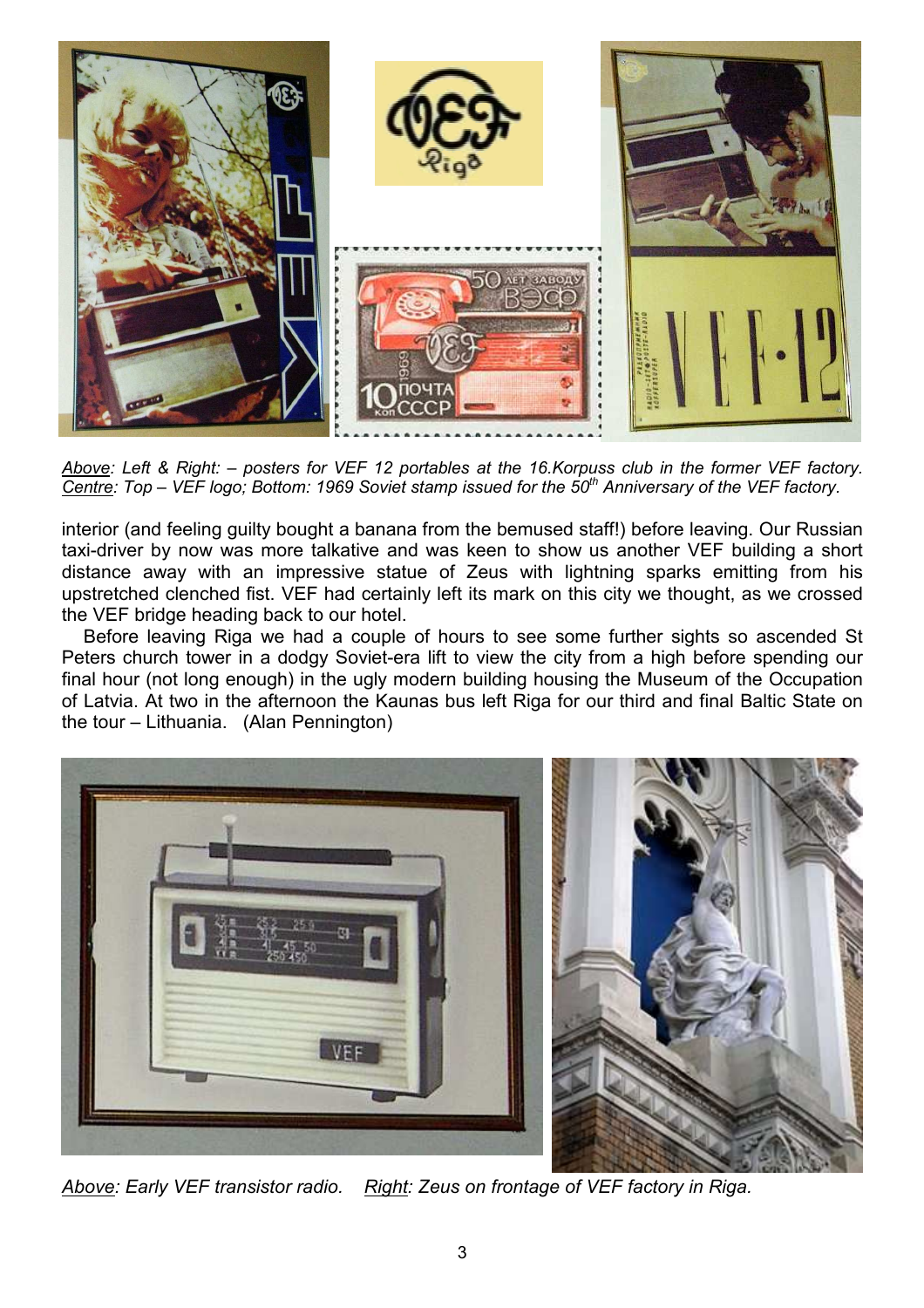*Above: Left & Right: – posters for VEF 12 portables at the 16.Korpuss club in the former VEF factory. Centre: Top – VEF logo; Bottom: 1969 Soviet stamp issued for the 50th Anniversary of the VEF factory.*

interior (and feeling guilty bought a banana from the bemused staff!) before leaving. Our Russian taxi-driver by now was more talkative and was keen to show us another VEF building a short distance away with an impressive statue of Zeus with lightning sparks emitting from his upstretched clenched fist. VEF had certainly left its mark on this city we thought, as we crossed the VEF bridge heading back to our hotel.

Before leaving Riga we had a couple of hours to see some further sights so ascended St Peters church tower in a dodgy Soviet-era lift to view the city from a high before spending our final hour (not long enough) in the ugly modern building housing the Museum of the Occupation of Latvia. At two in the afternoon the Kaunas bus left Riga for our third and final Baltic State on the tour – Lithuania. (Alan Pennington)

*Above: Early VEF transistor radio. Right: Zeus on frontage of VEF factory in Riga.*